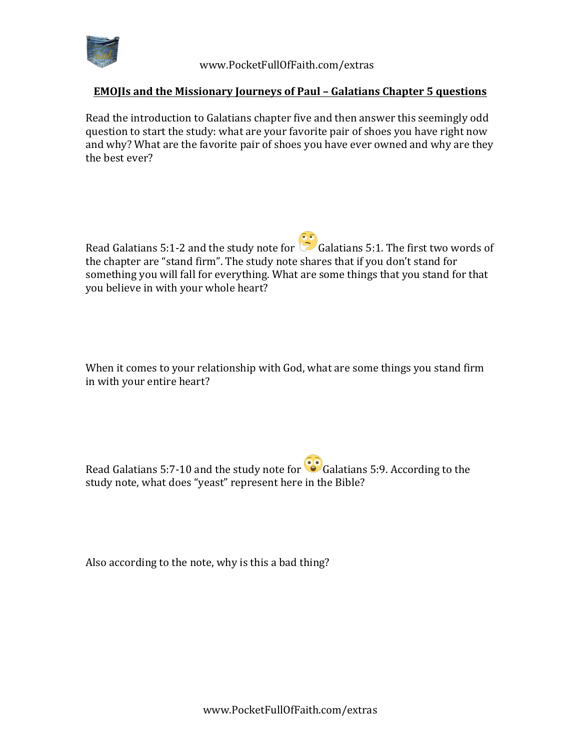## EMOJIs and the Missionary Journeys of Paul – Galatians Chapter 5 questions

Read the introduction to Galatians chapter five and then answer this seemingly odd question to start the study: what are your favorite pair of shoes you have right now and why? What are the favorite pair of shoes you have ever owned and why are they the best ever?

Read Galatians 5:1-2 and the study note for 🤔 Galatians 5:1. The first two words of the chapter are "stand firm". The study note shares that if you don't stand for something you will fall for everything. What are some things that you stand for that you believe in with your whole heart?

When it comes to your relationship with God, what are some things you stand firm in with your entire heart?

Read Galatians 5:7-10 and the study note for 😲 Galatians 5:9. According to the study note, what does "yeast" represent here in the Bible?

Also according to the note, why is this a bad thing?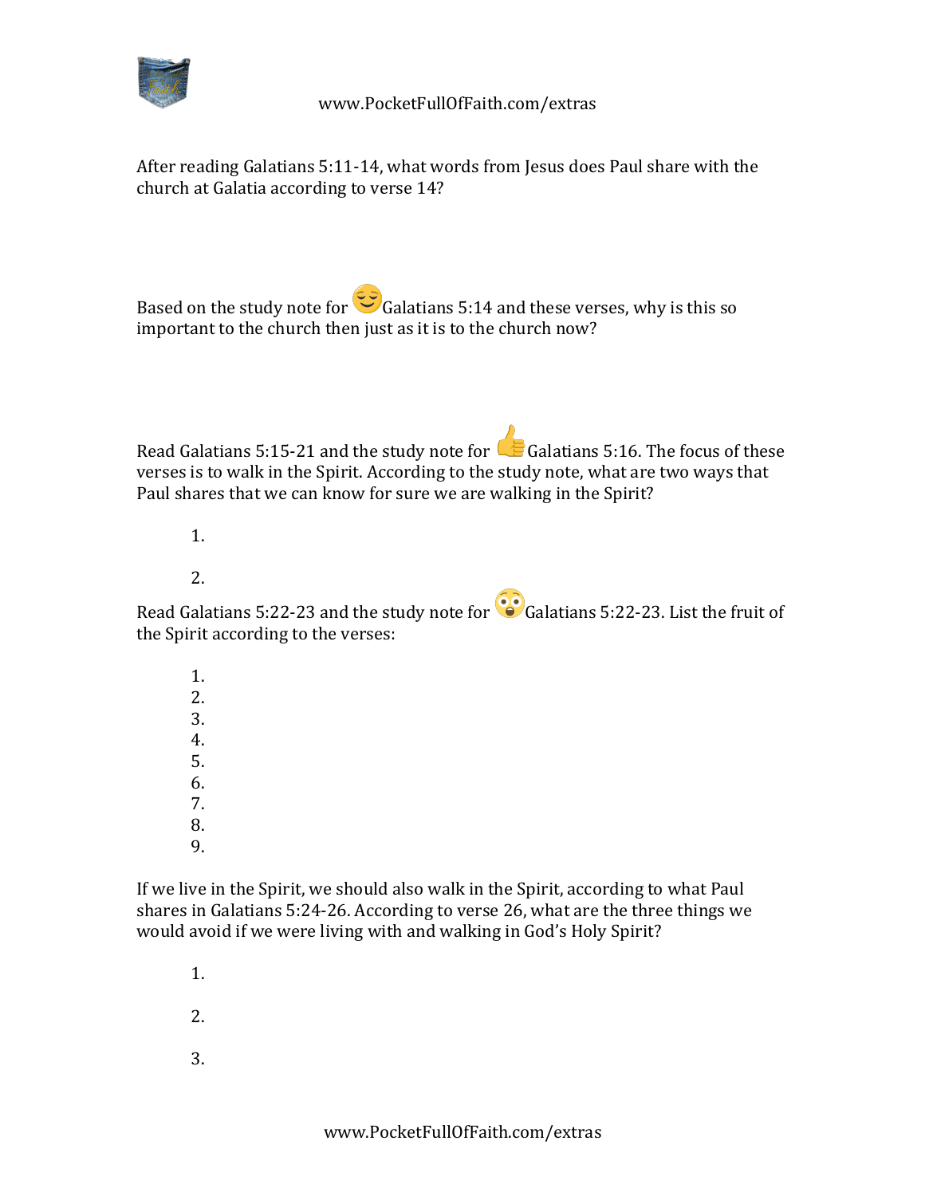After reading Galatians 5:11-14, what words from Jesus does Paul share with the church at Galatia according to verse 14?

Based on the study note for 😌Galatians 5:14 and these verses, why is this so important to the church then just as it is to the church now?

Read Galatians 5:15-21 and the study note for 👍Galatians 5:16. The focus of these verses is to walk in the Spirit. According to the study note, what are two ways that Paul shares that we can know for sure we are walking in the Spirit?

1.
2.

Read Galatians 5:22-23 and the study note for 😳Galatians 5:22-23. List the fruit of the Spirit according to the verses:

1.
2.
3.
4.
5.
6.
7.
8.
9.

If we live in the Spirit, we should also walk in the Spirit, according to what Paul shares in Galatians 5:24-26. According to verse 26, what are the three things we would avoid if we were living with and walking in God's Holy Spirit?

1.
2.
3.